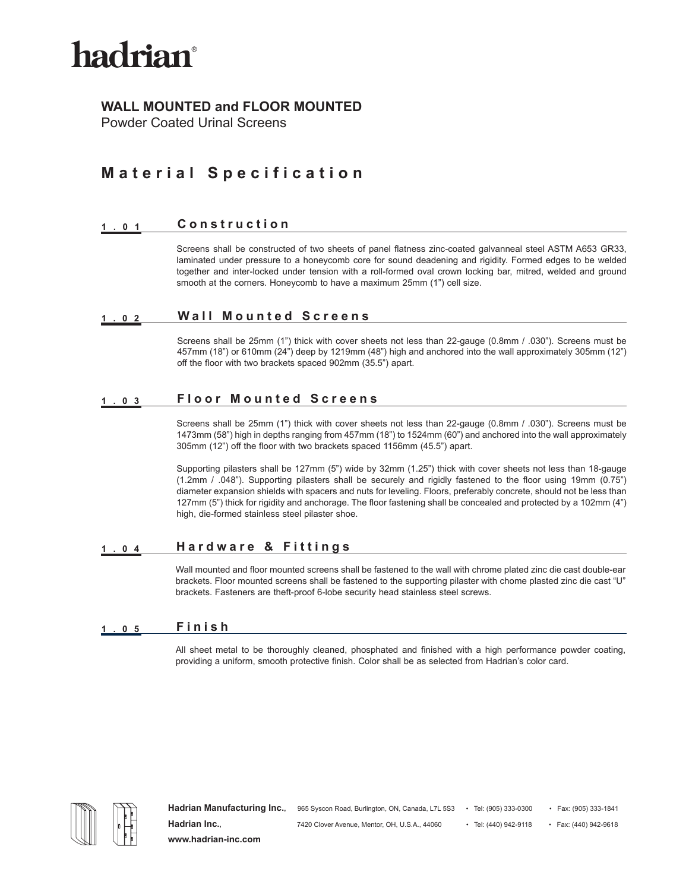# hadrian®

## WALL MOUNTED and FLOOR MOUNTED

Powder Coated Urinal Screens

## Material Specification

### 1.01 Construction

Screens shall be constructed of two sheets of panel flatness zinc-coated galvanneal steel ASTM A653 GR33, laminated under pressure to a honeycomb core for sound deadening and rigidity. Formed edges to be welded together and inter-locked under tension with a roll-formed oval crown locking bar, mitred, welded and ground smooth at the corners. Honeycomb to have a maximum 25mm (1") cell size.

### 1.02 Wall Mounted Screens

Screens shall be 25mm (1") thick with cover sheets not less than 22-gauge (0.8mm / .030"). Screens must be 457mm (18") or 610mm (24") deep by 1219mm (48") high and anchored into the wall approximately 305mm (12") off the floor with two brackets spaced 902mm (35.5") apart.

### 1.03 Floor Mounted Screens

Screens shall be 25mm (1") thick with cover sheets not less than 22-gauge (0.8mm / .030"). Screens must be 1473mm (58") high in depths ranging from 457mm (18") to 1524mm (60") and anchored into the wall approximately 305mm (12") off the floor with two brackets spaced 1156mm (45.5") apart.

Supporting pilasters shall be 127mm (5") wide by 32mm (1.25") thick with cover sheets not less than 18-gauge (1.2mm / .048"). Supporting pilasters shall be securely and rigidly fastened to the floor using 19mm (0.75") diameter expansion shields with spacers and nuts for leveling. Floors, preferably concrete, should not be less than 127mm (5") thick for rigidity and anchorage. The floor fastening shall be concealed and protected by a 102mm (4") high, die-formed stainless steel pilaster shoe.

### 1.04 Hardware & Fittings

Wall mounted and floor mounted screens shall be fastened to the wall with chrome plated zinc die cast double-ear brackets. Floor mounted screens shall be fastened to the supporting pilaster with chome plasted zinc die cast "U" brackets. Fasteners are theft-proof 6-lobe security head stainless steel screws.

### 1.05 Finish

All sheet metal to be thoroughly cleaned, phosphated and finished with a high performance powder coating, providing a uniform, smooth protective finish. Color shall be as selected from Hadrian's color card.

**Hadrian Manufacturing Inc.**, 965 Syscon Road, Burlington, ON, Canada, L7L 5S3 • Tel: (905) 333-0300 • Fax: (905) 333-1841

**Hadrian Inc.**, 7420 Clover Avenue, Mentor, OH, U.S.A., 44060 • Tel: (440) 942-9118 • Fax: (440) 942-9618

**www.hadrian-inc.com**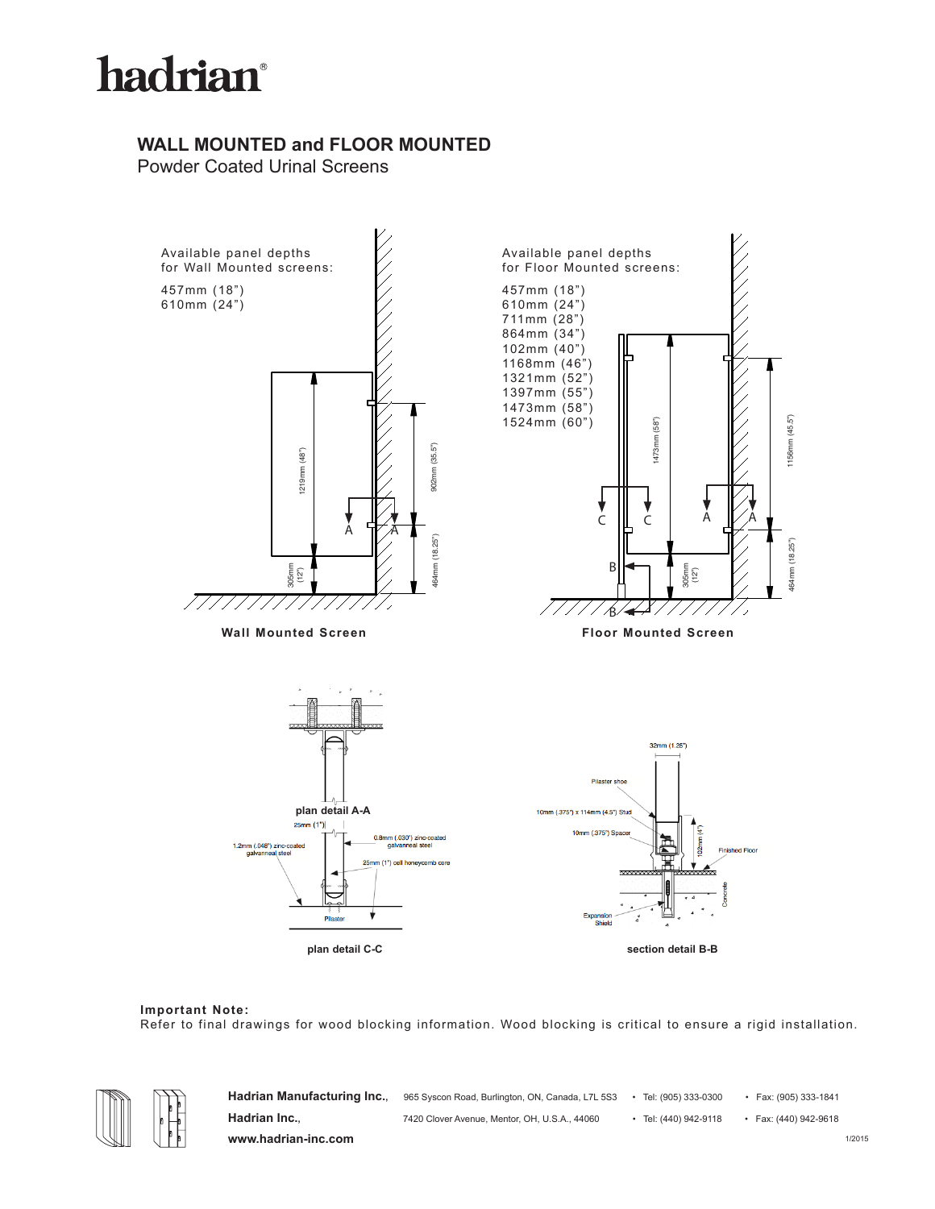# hadrian®

## WALL MOUNTED and FLOOR MOUNTED

Powder Coated Urinal Screens

Available panel depths for Wall Mounted screens:

457mm (18")
610mm (24")

1219mm (48")
902mm (35.5")
464mm (18.25")
305mm (12")

A A

**Wall Mounted Screen**

Available panel depths for Floor Mounted screens:

457mm (18")
610mm (24")
711mm (28")
864mm (34")
102mm (40")
1168mm (46")
1321mm (52")
1397mm (55")
1473mm (58")
1524mm (60")

1473mm (58")
1156mm (45.5")
464mm (18.25")
305mm (12")

C C A A B B

**Floor Mounted Screen**

plan detail A-A

25mm (1")
0.8mm (.030") zinc-coated galvanneal steel
1.2mm (.048") zinc-coated galvanneal steel
25mm (1") cell honeycomb core
Pilaster

**plan detail C-C**

32mm (1.25")
Pilaster shoe
10mm (.375") x 114mm (4.5") Stud
10mm (.375") Spacer
102mm (4")
Finished Floor
Concrete
Expansion Shield

**section detail B-B**

**Important Note:**
Refer to final drawings for wood blocking information. Wood blocking is critical to ensure a rigid installation.

**Hadrian Manufacturing Inc.**, 965 Syscon Road, Burlington, ON, Canada, L7L 5S3 • Tel: (905) 333-0300 • Fax: (905) 333-1841
**Hadrian Inc.**, 7420 Clover Avenue, Mentor, OH, U.S.A., 44060 • Tel: (440) 942-9118 • Fax: (440) 942-9618
**www.hadrian-inc.com**

1/2015